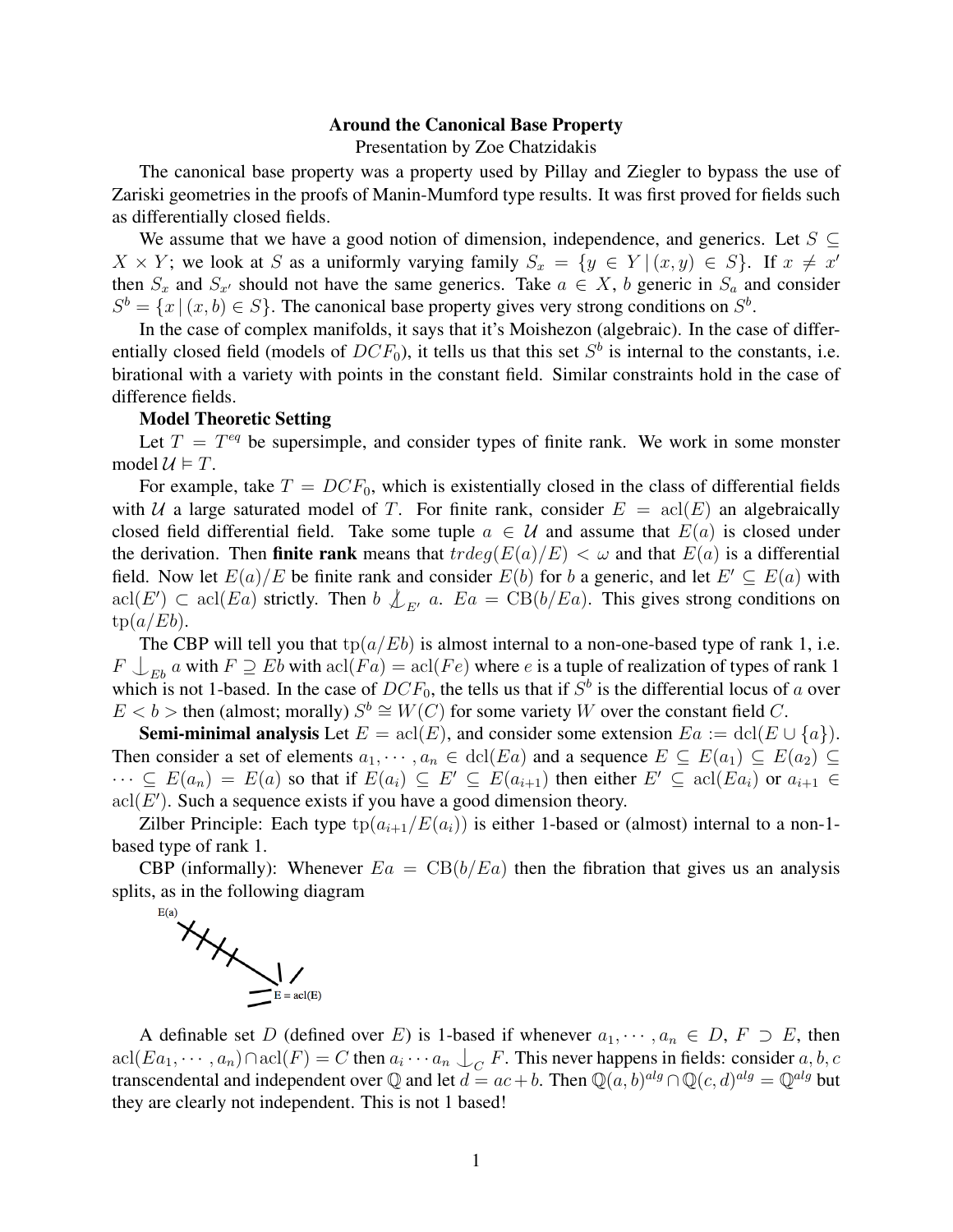**Around the Canonical Base Property**

Presentation by Zoe Chatzidakis

The canonical base property was a property used by Pillay and Ziegler to bypass the use of Zariski geometries in the proofs of Manin-Mumford type results. It was first proved for fields such as differentially closed fields.

We assume that we have a good notion of dimension, independence, and generics. Let $S \subseteq X \times Y$; we look at $S$ as a uniformly varying family $S_x = \{y \in Y \mid (x, y) \in S\}$. If $x \neq x'$ then $S_x$ and $S_{x'}$ should not have the same generics. Take $a \in X$, $b$ generic in $S_a$ and consider $S^b = \{x \mid (x, b) \in S\}$. The canonical base property gives very strong conditions on $S^b$.

In the case of complex manifolds, it says that it's Moishezon (algebraic). In the case of differentially closed field (models of $DCF_0$), it tells us that this set $S^b$ is internal to the constants, i.e. birational with a variety with points in the constant field. Similar constraints hold in the case of difference fields.

**Model Theoretic Setting**

Let $T = T^{eq}$ be supersimple, and consider types of finite rank. We work in some monster model $\mathcal{U} \models T$.

For example, take $T = DCF_0$, which is existentially closed in the class of differential fields with $\mathcal{U}$ a large saturated model of $T$. For finite rank, consider $E = \mathrm{acl}(E)$ an algebraically closed field differential field. Take some tuple $a \in \mathcal{U}$ and assume that $E(a)$ is closed under the derivation. Then **finite rank** means that $trdeg(E(a)/E) < \omega$ and that $E(a)$ is a differential field. Now let $E(a)/E$ be finite rank and consider $E(b)$ for $b$ a generic, and let $E' \subseteq E(a)$ with $\mathrm{acl}(E') \subset \mathrm{acl}(Ea)$ strictly. Then $b \not\perp_{E'} a$. $Ea = \mathrm{CB}(b/Ea)$. This gives strong conditions on $\mathrm{tp}(a/Eb)$.

The CBP will tell you that $\mathrm{tp}(a/Eb)$ is almost internal to a non-one-based type of rank 1, i.e. $F \perp_{Eb} a$ with $F \supseteq Eb$ with $\mathrm{acl}(Fa) = \mathrm{acl}(Fe)$ where $e$ is a tuple of realization of types of rank 1 which is not 1-based. In the case of $DCF_0$, the tells us that if $S^b$ is the differential locus of $a$ over $E < b >$ then (almost; morally) $S^b \cong W(C)$ for some variety $W$ over the constant field $C$.

**Semi-minimal analysis** Let $E = \mathrm{acl}(E)$, and consider some extension $Ea := \mathrm{dcl}(E \cup \{a\})$. Then consider a set of elements $a_1, \cdots, a_n \in \mathrm{dcl}(Ea)$ and a sequence $E \subseteq E(a_1) \subseteq E(a_2) \subseteq \cdots \subseteq E(a_n) = E(a)$ so that if $E(a_i) \subseteq E' \subseteq E(a_{i+1})$ then either $E' \subseteq \mathrm{acl}(Ea_i)$ or $a_{i+1} \in \mathrm{acl}(E')$. Such a sequence exists if you have a good dimension theory.

Zilber Principle: Each type $\mathrm{tp}(a_{i+1}/E(a_i))$ is either 1-based or (almost) internal to a non-1-based type of rank 1.

CBP (informally): Whenever $Ea = \mathrm{CB}(b/Ea)$ then the fibration that gives us an analysis splits, as in the following diagram

E(a)

E = acl(E)

A definable set $D$ (defined over $E$) is 1-based if whenever $a_1, \cdots, a_n \in D$, $F \supset E$, then $\mathrm{acl}(Ea_1, \cdots, a_n) \cap \mathrm{acl}(F) = C$ then $a_i \cdots a_n \perp_C F$. This never happens in fields: consider $a, b, c$ transcendental and independent over $\mathbb{Q}$ and let $d = ac + b$. Then $\mathbb{Q}(a, b)^{alg} \cap \mathbb{Q}(c, d)^{alg} = \mathbb{Q}^{alg}$ but they are clearly not independent. This is not 1 based!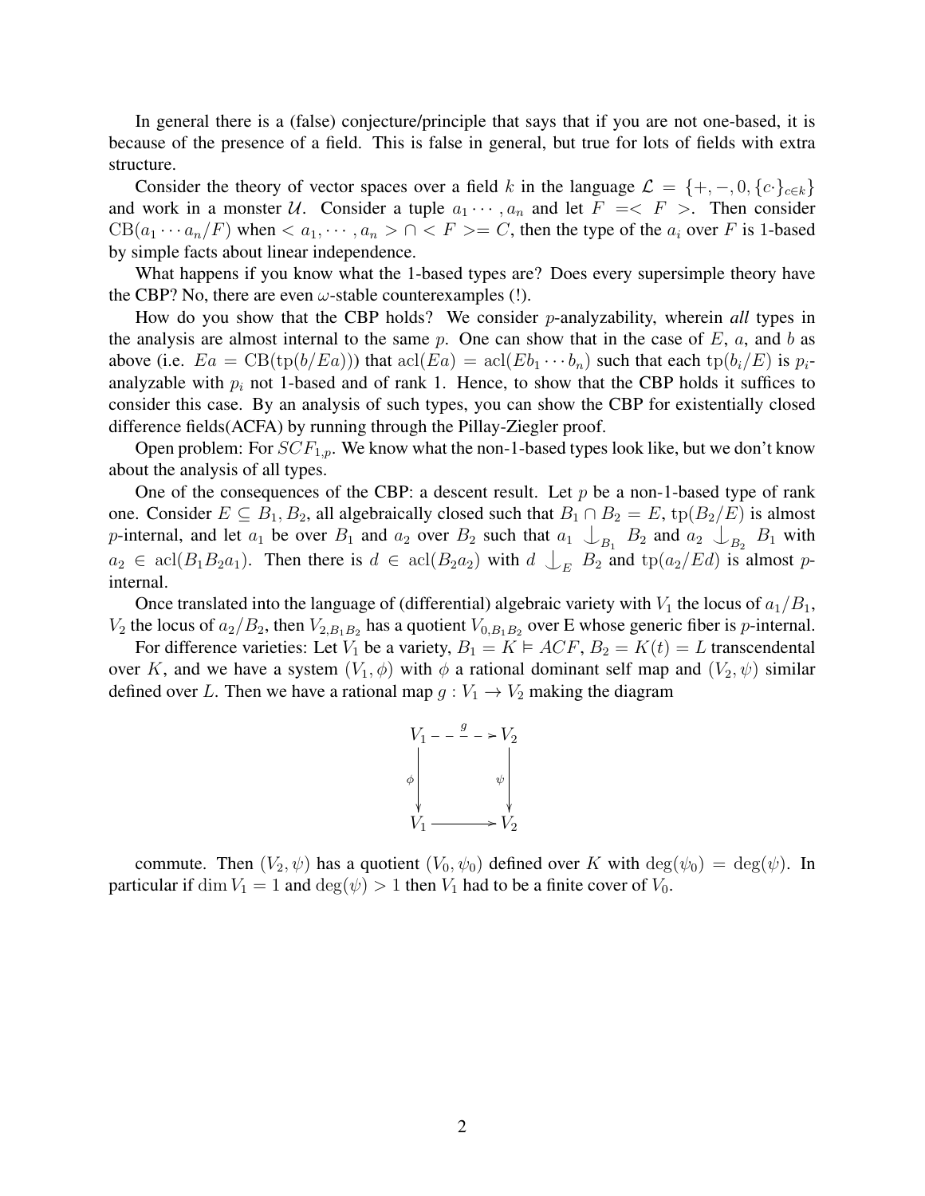In general there is a (false) conjecture/principle that says that if you are not one-based, it is because of the presence of a field. This is false in general, but true for lots of fields with extra structure.

Consider the theory of vector spaces over a field $k$ in the language $\mathcal{L} = \{+, -, 0, \{c\cdot\}_{c\in k}\}$ and work in a monster $\mathcal{U}$. Consider a tuple $a_1 \cdots, a_n$ and let $F = < F >$. Then consider $\mathrm{CB}(a_1 \cdots a_n/F)$ when $< a_1, \cdots, a_n > \cap < F >= C$, then the type of the $a_i$ over $F$ is 1-based by simple facts about linear independence.

What happens if you know what the 1-based types are? Does every supersimple theory have the CBP? No, there are even $\omega$-stable counterexamples (!).

How do you show that the CBP holds? We consider $p$-analyzability, wherein *all* types in the analysis are almost internal to the same $p$. One can show that in the case of $E$, $a$, and $b$ as above (i.e. $Ea = \mathrm{CB}(\mathrm{tp}(b/Ea))$) that $\mathrm{acl}(Ea) = \mathrm{acl}(Eb_1 \cdots b_n)$ such that each $\mathrm{tp}(b_i/E)$ is $p_i$-analyzable with $p_i$ not 1-based and of rank 1. Hence, to show that the CBP holds it suffices to consider this case. By an analysis of such types, you can show the CBP for existentially closed difference fields(ACFA) by running through the Pillay-Ziegler proof.

Open problem: For $SCF_{1,p}$. We know what the non-1-based types look like, but we don't know about the analysis of all types.

One of the consequences of the CBP: a descent result. Let $p$ be a non-1-based type of rank one. Consider $E \subseteq B_1, B_2$, all algebraically closed such that $B_1 \cap B_2 = E$, $\mathrm{tp}(B_2/E)$ is almost $p$-internal, and let $a_1$ be over $B_1$ and $a_2$ over $B_2$ such that $a_1 \mathop{\smile\!\!\!\!\!\!\mid}_{B_1} B_2$ and $a_2 \mathop{\smile\!\!\!\!\!\!\mid}_{B_2} B_1$ with $a_2 \in \mathrm{acl}(B_1B_2a_1)$. Then there is $d \in \mathrm{acl}(B_2a_2)$ with $d \mathop{\smile\!\!\!\!\!\!\mid}_{E} B_2$ and $\mathrm{tp}(a_2/Ed)$ is almost $p$-internal.

Once translated into the language of (differential) algebraic variety with $V_1$ the locus of $a_1/B_1$, $V_2$ the locus of $a_2/B_2$, then $V_{2,B_1B_2}$ has a quotient $V_{0,B_1B_2}$ over E whose generic fiber is $p$-internal.

For difference varieties: Let $V_1$ be a variety, $B_1 = K \vDash ACF$, $B_2 = K(t) = L$ transcendental over $K$, and we have a system $(V_1, \phi)$ with $\phi$ a rational dominant self map and $(V_2, \psi)$ similar defined over $L$. Then we have a rational map $g : V_1 \to V_2$ making the diagram

$$
\begin{array}{ccc}
V_1 & \overset{g}{\dashrightarrow} & V_2 \\
\downarrow{\scriptstyle \phi} & & \downarrow{\scriptstyle \psi} \\
V_1 & \longrightarrow & V_2
\end{array}
$$

commute. Then $(V_2, \psi)$ has a quotient $(V_0, \psi_0)$ defined over $K$ with $\deg(\psi_0) = \deg(\psi)$. In particular if $\dim V_1 = 1$ and $\deg(\psi) > 1$ then $V_1$ had to be a finite cover of $V_0$.